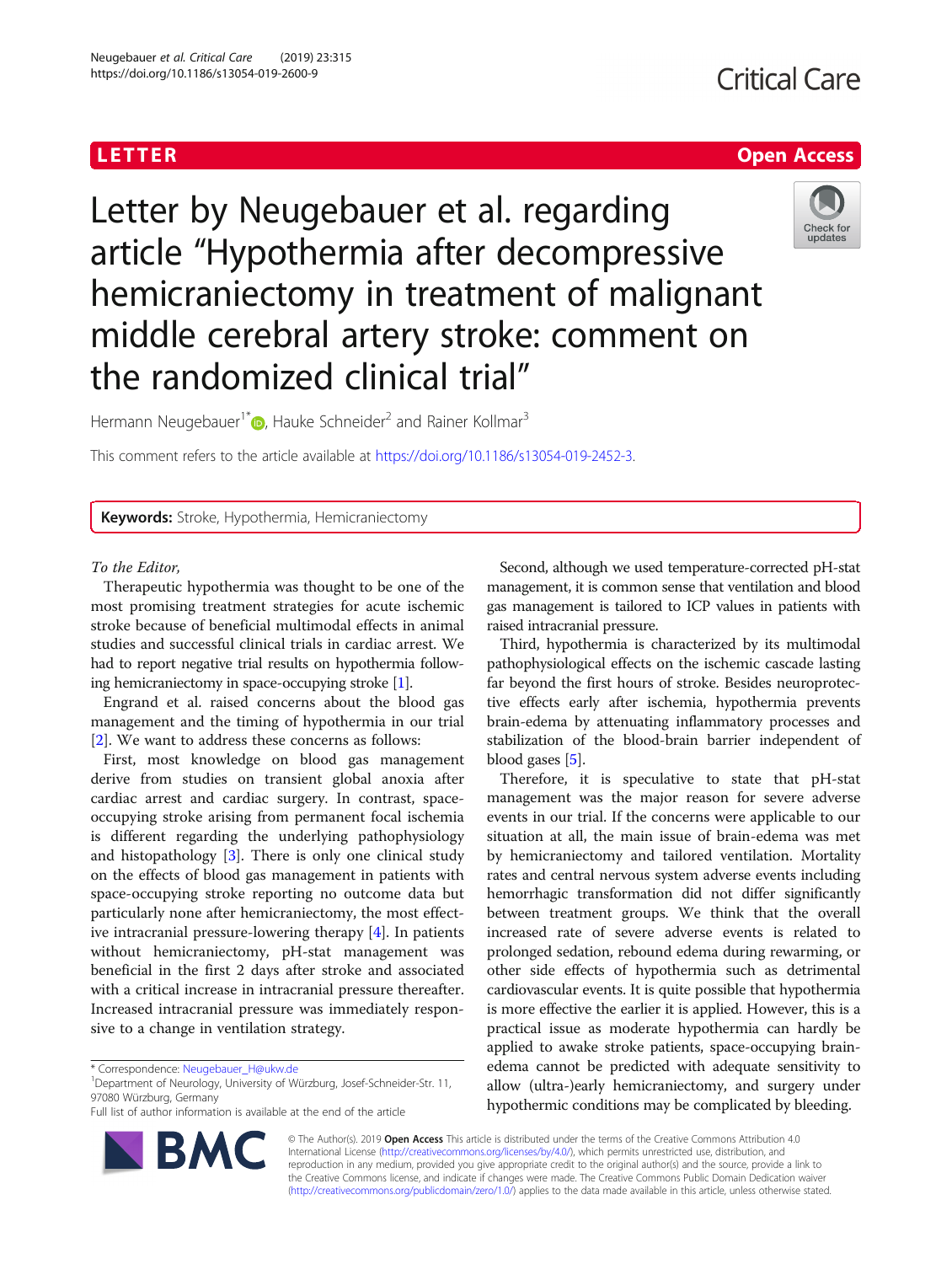LETTER

Open Access

# Letter by Neugebauer et al. regarding article "Hypothermia after decompressive hemicraniectomy in treatment of malignant middle cerebral artery stroke: comment on the randomized clinical trial"

Hermann Neugebauer[1*], Hauke Schneider[2] and Rainer Kollmar[3]

This comment refers to the article available at https://doi.org/10.1186/s13054-019-2452-3.

**Keywords:** Stroke, Hypothermia, Hemicraniectomy

*To the Editor,*

Therapeutic hypothermia was thought to be one of the most promising treatment strategies for acute ischemic stroke because of beneficial multimodal effects in animal studies and successful clinical trials in cardiac arrest. We had to report negative trial results on hypothermia following hemicraniectomy in space-occupying stroke [1].

Engrand et al. raised concerns about the blood gas management and the timing of hypothermia in our trial [2]. We want to address these concerns as follows:

First, most knowledge on blood gas management derive from studies on transient global anoxia after cardiac arrest and cardiac surgery. In contrast, space-occupying stroke arising from permanent focal ischemia is different regarding the underlying pathophysiology and histopathology [3]. There is only one clinical study on the effects of blood gas management in patients with space-occupying stroke reporting no outcome data but particularly none after hemicraniectomy, the most effective intracranial pressure-lowering therapy [4]. In patients without hemicraniectomy, pH-stat management was beneficial in the first 2 days after stroke and associated with a critical increase in intracranial pressure thereafter. Increased intracranial pressure was immediately responsive to a change in ventilation strategy.

Second, although we used temperature-corrected pH-stat management, it is common sense that ventilation and blood gas management is tailored to ICP values in patients with raised intracranial pressure.

Third, hypothermia is characterized by its multimodal pathophysiological effects on the ischemic cascade lasting far beyond the first hours of stroke. Besides neuroprotective effects early after ischemia, hypothermia prevents brain-edema by attenuating inflammatory processes and stabilization of the blood-brain barrier independent of blood gases [5].

Therefore, it is speculative to state that pH-stat management was the major reason for severe adverse events in our trial. If the concerns were applicable to our situation at all, the main issue of brain-edema was met by hemicraniectomy and tailored ventilation. Mortality rates and central nervous system adverse events including hemorrhagic transformation did not differ significantly between treatment groups. We think that the overall increased rate of severe adverse events is related to prolonged sedation, rebound edema during rewarming, or other side effects of hypothermia such as detrimental cardiovascular events. It is quite possible that hypothermia is more effective the earlier it is applied. However, this is a practical issue as moderate hypothermia can hardly be applied to awake stroke patients, space-occupying brain-edema cannot be predicted with adequate sensitivity to allow (ultra-)early hemicraniectomy, and surgery under hypothermic conditions may be complicated by bleeding.

* Correspondence: Neugebauer_H@ukw.de
[1]Department of Neurology, University of Würzburg, Josef-Schneider-Str. 11, 97080 Würzburg, Germany
Full list of author information is available at the end of the article

© The Author(s). 2019 **Open Access** This article is distributed under the terms of the Creative Commons Attribution 4.0 International License (http://creativecommons.org/licenses/by/4.0/), which permits unrestricted use, distribution, and reproduction in any medium, provided you give appropriate credit to the original author(s) and the source, provide a link to the Creative Commons license, and indicate if changes were made. The Creative Commons Public Domain Dedication waiver (http://creativecommons.org/publicdomain/zero/1.0/) applies to the data made available in this article, unless otherwise stated.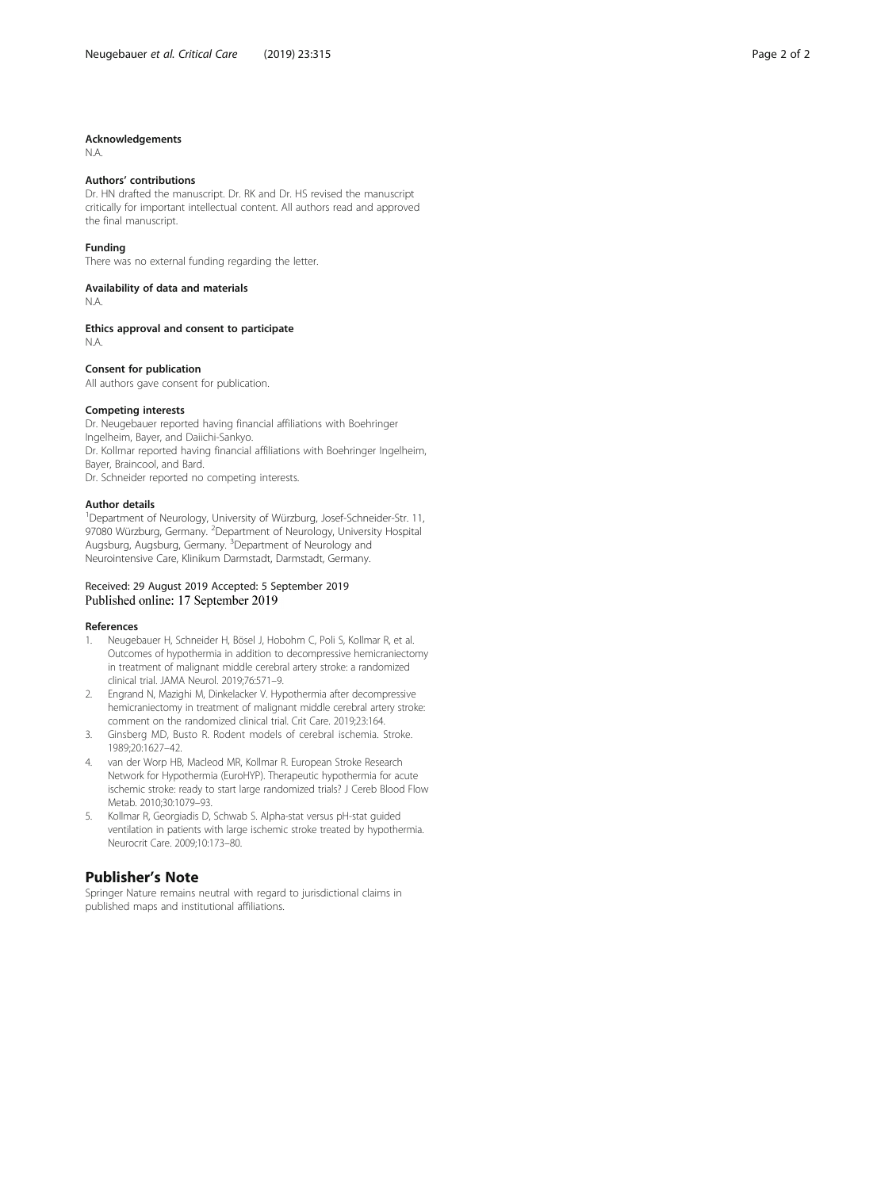#### Acknowledgements

N.A.

#### Authors' contributions

Dr. HN drafted the manuscript. Dr. RK and Dr. HS revised the manuscript critically for important intellectual content. All authors read and approved the final manuscript.

#### Funding

There was no external funding regarding the letter.

#### Availability of data and materials

N.A.

#### Ethics approval and consent to participate

N.A.

#### Consent for publication

All authors gave consent for publication.

#### Competing interests

Dr. Neugebauer reported having financial affiliations with Boehringer Ingelheim, Bayer, and Daiichi-Sankyo.
Dr. Kollmar reported having financial affiliations with Boehringer Ingelheim, Bayer, Braincool, and Bard.
Dr. Schneider reported no competing interests.

#### Author details

[1]Department of Neurology, University of Würzburg, Josef-Schneider-Str. 11, 97080 Würzburg, Germany. [2]Department of Neurology, University Hospital Augsburg, Augsburg, Germany. [3]Department of Neurology and Neurointensive Care, Klinikum Darmstadt, Darmstadt, Germany.

Received: 29 August 2019 Accepted: 5 September 2019
Published online: 17 September 2019

#### References

1. Neugebauer H, Schneider H, Bösel J, Hobohm C, Poli S, Kollmar R, et al. Outcomes of hypothermia in addition to decompressive hemicraniectomy in treatment of malignant middle cerebral artery stroke: a randomized clinical trial. JAMA Neurol. 2019;76:571–9.
2. Engrand N, Mazighi M, Dinkelacker V. Hypothermia after decompressive hemicraniectomy in treatment of malignant middle cerebral artery stroke: comment on the randomized clinical trial. Crit Care. 2019;23:164.
3. Ginsberg MD, Busto R. Rodent models of cerebral ischemia. Stroke. 1989;20:1627–42.
4. van der Worp HB, Macleod MR, Kollmar R. European Stroke Research Network for Hypothermia (EuroHYP). Therapeutic hypothermia for acute ischemic stroke: ready to start large randomized trials? J Cereb Blood Flow Metab. 2010;30:1079–93.
5. Kollmar R, Georgiadis D, Schwab S. Alpha-stat versus pH-stat guided ventilation in patients with large ischemic stroke treated by hypothermia. Neurocrit Care. 2009;10:173–80.

## Publisher's Note

Springer Nature remains neutral with regard to jurisdictional claims in published maps and institutional affiliations.